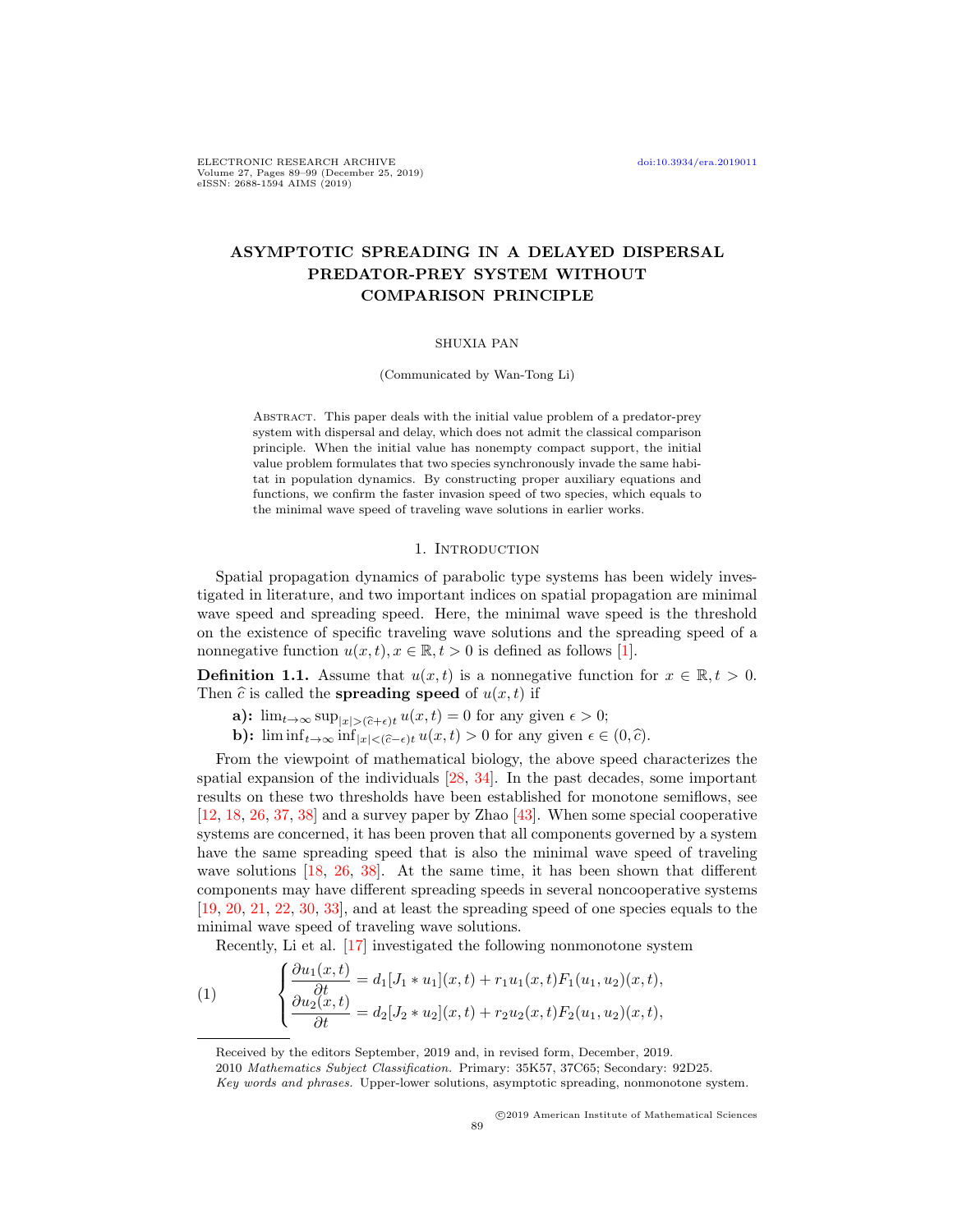# ASYMPTOTIC SPREADING IN A DELAYED DISPERSAL PREDATOR-PREY SYSTEM WITHOUT COMPARISON PRINCIPLE

SHUXIA PAN

(Communicated by Wan-Tong Li)

Abstract. This paper deals with the initial value problem of a predator-prey system with dispersal and delay, which does not admit the classical comparison principle. When the initial value has nonempty compact support, the initial value problem formulates that two species synchronously invade the same habitat in population dynamics. By constructing proper auxiliary equations and functions, we confirm the faster invasion speed of two species, which equals to the minimal wave speed of traveling wave solutions in earlier works.

## 1. Introduction

Spatial propagation dynamics of parabolic type systems has been widely investigated in literature, and two important indices on spatial propagation are minimal wave speed and spreading speed. Here, the minimal wave speed is the threshold on the existence of specific traveling wave solutions and the spreading speed of a nonnegative function $u(x,t), x \in \mathbb{R}, t > 0$ is defined as follows [1].

**Definition 1.1.** Assume that $u(x,t)$ is a nonnegative function for $x \in \mathbb{R}, t > 0$. Then $\widehat{c}$ is called the **spreading speed** of $u(x,t)$ if

**a):** $\lim_{t\to\infty} \sup_{|x|>(\widehat{c}+\epsilon)t} u(x,t) = 0$ for any given $\epsilon > 0$;

**b):** $\liminf_{t\to\infty} \inf_{|x|<(\widehat{c}-\epsilon)t} u(x,t) > 0$ for any given $\epsilon \in (0, \widehat{c})$.

From the viewpoint of mathematical biology, the above speed characterizes the spatial expansion of the individuals [28, 34]. In the past decades, some important results on these two thresholds have been established for monotone semiflows, see [12, 18, 26, 37, 38] and a survey paper by Zhao [43]. When some special cooperative systems are concerned, it has been proven that all components governed by a system have the same spreading speed that is also the minimal wave speed of traveling wave solutions [18, 26, 38]. At the same time, it has been shown that different components may have different spreading speeds in several noncooperative systems [19, 20, 21, 22, 30, 33], and at least the spreading speed of one species equals to the minimal wave speed of traveling wave solutions.

Recently, Li et al. [17] investigated the following nonmonotone system

$$
(1) \qquad \begin{cases} \dfrac{\partial u_1(x,t)}{\partial t} = d_1[J_1 * u_1](x,t) + r_1 u_1(x,t) F_1(u_1,u_2)(x,t), \\ \dfrac{\partial u_2(x,t)}{\partial t} = d_2[J_2 * u_2](x,t) + r_2 u_2(x,t) F_2(u_1,u_2)(x,t), \end{cases}
$$

Received by the editors September, 2019 and, in revised form, December, 2019.

2010 *Mathematics Subject Classification.* Primary: 35K57, 37C65; Secondary: 92D25.

*Key words and phrases.* Upper-lower solutions, asymptotic spreading, nonmonotone system.

©2019 American Institute of Mathematical Sciences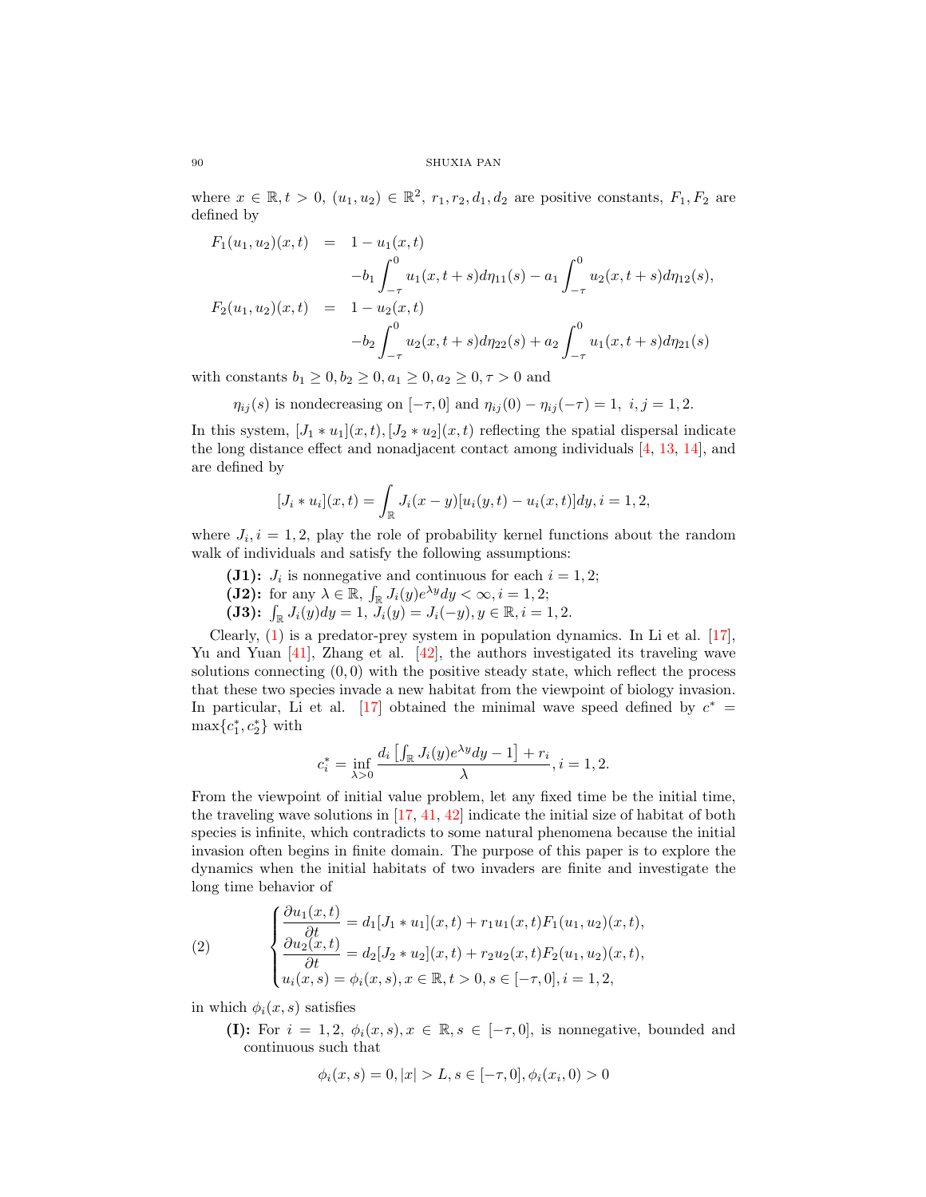where $x \in \mathbb{R}, t > 0$, $(u_1, u_2) \in \mathbb{R}^2$, $r_1, r_2, d_1, d_2$ are positive constants, $F_1, F_2$ are defined by

$$
\begin{aligned}
F_1(u_1, u_2)(x,t) &= 1 - u_1(x,t) \\
&\quad - b_1 \int_{-\tau}^{0} u_1(x, t+s) d\eta_{11}(s) - a_1 \int_{-\tau}^{0} u_2(x, t+s) d\eta_{12}(s), \\
F_2(u_1, u_2)(x,t) &= 1 - u_2(x,t) \\
&\quad - b_2 \int_{-\tau}^{0} u_2(x, t+s) d\eta_{22}(s) + a_2 \int_{-\tau}^{0} u_1(x, t+s) d\eta_{21}(s)
\end{aligned}
$$

with constants $b_1 \geq 0, b_2 \geq 0, a_1 \geq 0, a_2 \geq 0, \tau > 0$ and

$$\eta_{ij}(s) \text{ is nondecreasing on } [-\tau, 0] \text{ and } \eta_{ij}(0) - \eta_{ij}(-\tau) = 1, \ i, j = 1, 2.$$

In this system, $[J_1 * u_1](x,t), [J_2 * u_2](x,t)$ reflecting the spatial dispersal indicate the long distance effect and nonadjacent contact among individuals [4, 13, 14], and are defined by

$$[J_i * u_i](x,t) = \int_{\mathbb{R}} J_i(x-y)[u_i(y,t) - u_i(x,t)]dy, i = 1, 2,$$

where $J_i, i = 1, 2$, play the role of probability kernel functions about the random walk of individuals and satisfy the following assumptions:

- **(J1):** $J_i$ is nonnegative and continuous for each $i = 1, 2$;
- **(J2):** for any $\lambda \in \mathbb{R}$, $\int_{\mathbb{R}} J_i(y) e^{\lambda y} dy < \infty, i = 1, 2$;
- **(J3):** $\int_{\mathbb{R}} J_i(y) dy = 1$, $J_i(y) = J_i(-y), y \in \mathbb{R}, i = 1, 2$.

Clearly, (1) is a predator-prey system in population dynamics. In Li et al. [17], Yu and Yuan [41], Zhang et al. [42], the authors investigated its traveling wave solutions connecting $(0,0)$ with the positive steady state, which reflect the process that these two species invade a new habitat from the viewpoint of biology invasion. In particular, Li et al. [17] obtained the minimal wave speed defined by $c^* = \max\{c_1^*, c_2^*\}$ with

$$c_i^* = \inf_{\lambda > 0} \frac{d_i \left[ \int_{\mathbb{R}} J_i(y) e^{\lambda y} dy - 1 \right] + r_i}{\lambda}, i = 1, 2.$$

From the viewpoint of initial value problem, let any fixed time be the initial time, the traveling wave solutions in [17, 41, 42] indicate the initial size of habitat of both species is infinite, which contradicts to some natural phenomena because the initial invasion often begins in finite domain. The purpose of this paper is to explore the dynamics when the initial habitats of two invaders are finite and investigate the long time behavior of

$$
(2) \qquad
\begin{cases}
\dfrac{\partial u_1(x,t)}{\partial t} = d_1 [J_1 * u_1](x,t) + r_1 u_1(x,t) F_1(u_1, u_2)(x,t), \\
\dfrac{\partial u_2(x,t)}{\partial t} = d_2 [J_2 * u_2](x,t) + r_2 u_2(x,t) F_2(u_1, u_2)(x,t), \\
u_i(x,s) = \phi_i(x,s), x \in \mathbb{R}, t > 0, s \in [-\tau, 0], i = 1, 2,
\end{cases}
$$

in which $\phi_i(x,s)$ satisfies

- **(I):** For $i = 1, 2$, $\phi_i(x,s), x \in \mathbb{R}, s \in [-\tau, 0]$, is nonnegative, bounded and continuous such that

$$\phi_i(x,s) = 0, |x| > L, s \in [-\tau, 0], \phi_i(x_i, 0) > 0$$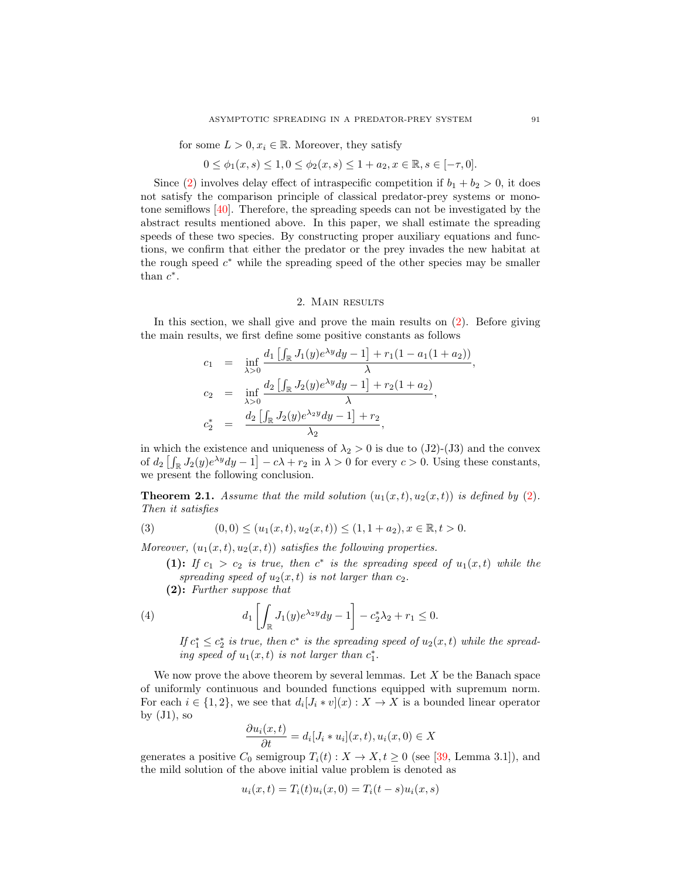for some $L > 0, x_i \in \mathbb{R}$. Moreover, they satisfy

$$0 \le \phi_1(x,s) \le 1, 0 \le \phi_2(x,s) \le 1 + a_2, x \in \mathbb{R}, s \in [-\tau, 0].$$

Since (2) involves delay effect of intraspecific competition if $b_1 + b_2 > 0$, it does not satisfy the comparison principle of classical predator-prey systems or monotone semiflows [40]. Therefore, the spreading speeds can not be investigated by the abstract results mentioned above. In this paper, we shall estimate the spreading speeds of these two species. By constructing proper auxiliary equations and functions, we confirm that either the predator or the prey invades the new habitat at the rough speed $c^*$ while the spreading speed of the other species may be smaller than $c^*$.

## 2. Main results

In this section, we shall give and prove the main results on (2). Before giving the main results, we first define some positive constants as follows

$$\begin{aligned} c_1 &= \inf_{\lambda > 0} \frac{d_1 \left[\int_{\mathbb{R}} J_1(y) e^{\lambda y} dy - 1\right] + r_1(1 - a_1(1 + a_2))}{\lambda}, \\ c_2 &= \inf_{\lambda > 0} \frac{d_2 \left[\int_{\mathbb{R}} J_2(y) e^{\lambda y} dy - 1\right] + r_2(1 + a_2)}{\lambda}, \\ c_2^* &= \frac{d_2 \left[\int_{\mathbb{R}} J_2(y) e^{\lambda_2 y} dy - 1\right] + r_2}{\lambda_2}, \end{aligned}$$

in which the existence and uniqueness of $\lambda_2 > 0$ is due to (J2)-(J3) and the convex of $d_2 \left[\int_{\mathbb{R}} J_2(y) e^{\lambda y} dy - 1\right] - c\lambda + r_2$ in $\lambda > 0$ for every $c > 0$. Using these constants, we present the following conclusion.

**Theorem 2.1.** *Assume that the mild solution $(u_1(x,t), u_2(x,t))$ is defined by (2). Then it satisfies*

$$(0,0) \le (u_1(x,t), u_2(x,t)) \le (1, 1 + a_2), x \in \mathbb{R}, t > 0. \tag{3}$$

*Moreover, $(u_1(x,t), u_2(x,t))$ satisfies the following properties.*

**(1):** *If $c_1 > c_2$ is true, then $c^*$ is the spreading speed of $u_1(x,t)$ while the spreading speed of $u_2(x,t)$ is not larger than $c_2$.*

**(2):** *Further suppose that*

$$d_1 \left[\int_{\mathbb{R}} J_1(y) e^{\lambda_2 y} dy - 1\right] - c_2^* \lambda_2 + r_1 \le 0. \tag{4}$$

*If $c_1^* \le c_2^*$ is true, then $c^*$ is the spreading speed of $u_2(x,t)$ while the spreading speed of $u_1(x,t)$ is not larger than $c_1^*$.*

We now prove the above theorem by several lemmas. Let $X$ be the Banach space of uniformly continuous and bounded functions equipped with supremum norm. For each $i \in \{1, 2\}$, we see that $d_i[J_i * v](x) : X \to X$ is a bounded linear operator by (J1), so

$$\frac{\partial u_i(x,t)}{\partial t} = d_i[J_i * u_i](x,t), u_i(x,0) \in X$$

generates a positive $C_0$ semigroup $T_i(t) : X \to X, t \ge 0$ (see [39, Lemma 3.1]), and the mild solution of the above initial value problem is denoted as

$$u_i(x,t) = T_i(t) u_i(x,0) = T_i(t-s) u_i(x,s)$$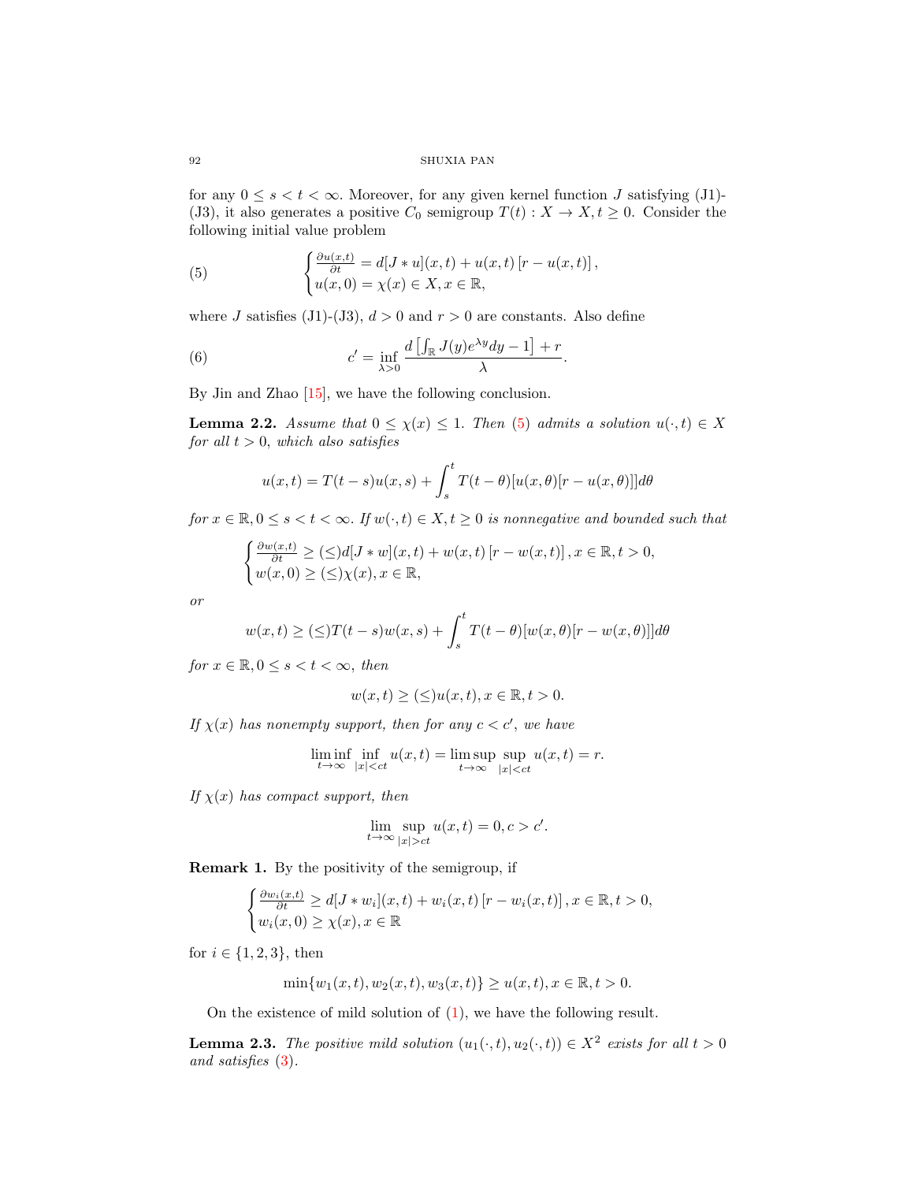for any $0 \le s < t < \infty$. Moreover, for any given kernel function $J$ satisfying (J1)-(J3), it also generates a positive $C_0$ semigroup $T(t) : X \to X, t \ge 0$. Consider the following initial value problem

$$
\begin{cases} \frac{\partial u(x,t)}{\partial t} = d[J * u](x,t) + u(x,t)\left[r - u(x,t)\right], \\ u(x,0) = \chi(x) \in X, x \in \mathbb{R}, \end{cases} \tag{5}
$$

where $J$ satisfies (J1)-(J3), $d > 0$ and $r > 0$ are constants. Also define

$$
c' = \inf_{\lambda > 0} \frac{d\left[\int_{\mathbb{R}} J(y) e^{\lambda y} dy - 1\right] + r}{\lambda}. \tag{6}
$$

By Jin and Zhao [15], we have the following conclusion.

**Lemma 2.2.** *Assume that $0 \le \chi(x) \le 1$. Then (5) admits a solution $u(\cdot,t) \in X$ for all $t > 0$, which also satisfies*

$$
u(x,t) = T(t-s)u(x,s) + \int_s^t T(t-\theta)[u(x,\theta)[r - u(x,\theta)]]d\theta
$$

*for $x \in \mathbb{R}, 0 \le s < t < \infty$. If $w(\cdot,t) \in X, t \ge 0$ is nonnegative and bounded such that*

$$
\begin{cases} \frac{\partial w(x,t)}{\partial t} \ge (\le) d[J * w](x,t) + w(x,t)\left[r - w(x,t)\right], x \in \mathbb{R}, t > 0, \\ w(x,0) \ge (\le) \chi(x), x \in \mathbb{R}, \end{cases}
$$

*or*

$$
w(x,t) \ge (\le) T(t-s)w(x,s) + \int_s^t T(t-\theta)[w(x,\theta)[r - w(x,\theta)]]d\theta
$$

*for $x \in \mathbb{R}, 0 \le s < t < \infty$, then*

$$
w(x,t) \ge (\le) u(x,t), x \in \mathbb{R}, t > 0.
$$

*If $\chi(x)$ has nonempty support, then for any $c < c'$, we have*

$$
\liminf_{t \to \infty} \inf_{|x| < ct} u(x,t) = \limsup_{t \to \infty} \sup_{|x| < ct} u(x,t) = r.
$$

*If $\chi(x)$ has compact support, then*

$$
\lim_{t \to \infty} \sup_{|x| > ct} u(x,t) = 0, c > c'.
$$

**Remark 1.** By the positivity of the semigroup, if

$$
\begin{cases} \frac{\partial w_i(x,t)}{\partial t} \ge d[J * w_i](x,t) + w_i(x,t)\left[r - w_i(x,t)\right], x \in \mathbb{R}, t > 0, \\ w_i(x,0) \ge \chi(x), x \in \mathbb{R} \end{cases}
$$

for $i \in \{1,2,3\}$, then

$$
\min\{w_1(x,t), w_2(x,t), w_3(x,t)\} \ge u(x,t), x \in \mathbb{R}, t > 0.
$$

On the existence of mild solution of (1), we have the following result.

**Lemma 2.3.** *The positive mild solution $(u_1(\cdot,t), u_2(\cdot,t)) \in X^2$ exists for all $t > 0$ and satisfies (3).*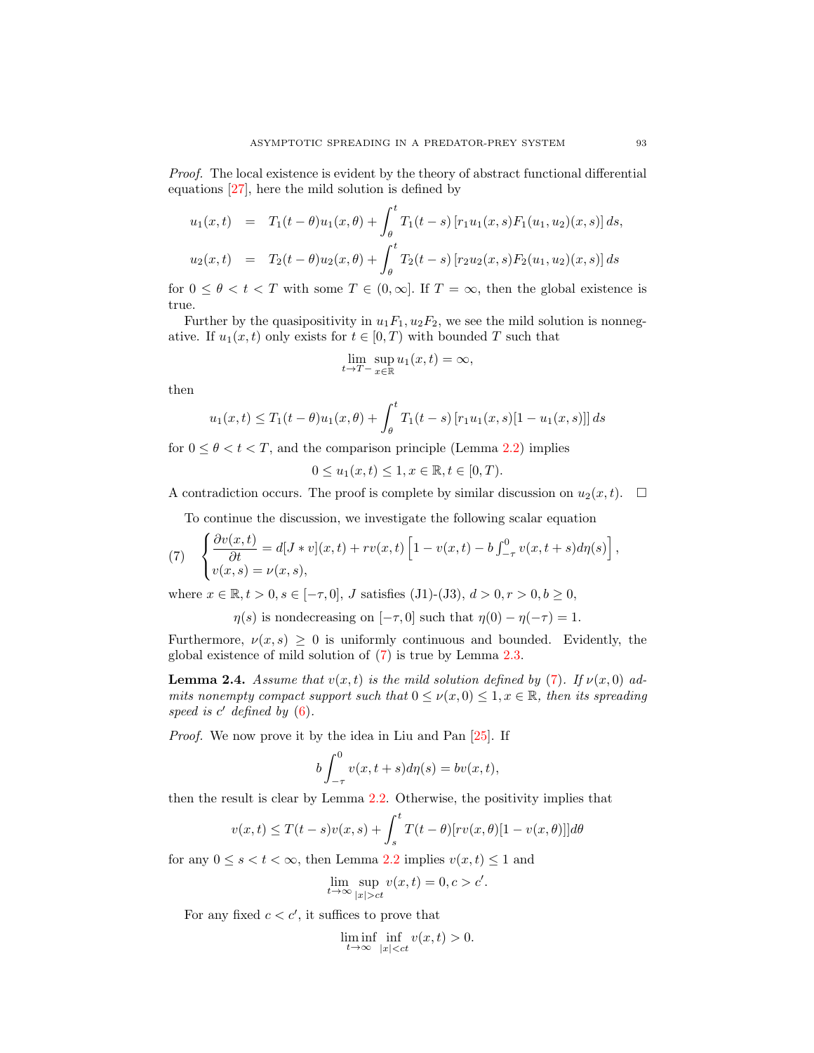*Proof.* The local existence is evident by the theory of abstract functional differential equations [27], here the mild solution is defined by

$$
\begin{aligned}
u_1(x,t) &= T_1(t-\theta)u_1(x,\theta) + \int_\theta^t T_1(t-s)\left[r_1 u_1(x,s)F_1(u_1,u_2)(x,s)\right]ds,\\
u_2(x,t) &= T_2(t-\theta)u_2(x,\theta) + \int_\theta^t T_2(t-s)\left[r_2 u_2(x,s)F_2(u_1,u_2)(x,s)\right]ds
\end{aligned}
$$

for $0 \le \theta < t < T$ with some $T \in (0,\infty]$. If $T = \infty$, then the global existence is true.

Further by the quasipositivity in $u_1F_1, u_2F_2$, we see the mild solution is nonnegative. If $u_1(x,t)$ only exists for $t \in [0,T)$ with bounded $T$ such that

$$
\lim_{t\to T-}\sup_{x\in\mathbb{R}} u_1(x,t) = \infty,
$$

then

$$
u_1(x,t) \le T_1(t-\theta)u_1(x,\theta) + \int_\theta^t T_1(t-s)\left[r_1 u_1(x,s)[1-u_1(x,s)]\right]ds
$$

for $0 \le \theta < t < T$, and the comparison principle (Lemma 2.2) implies

$$
0 \le u_1(x,t) \le 1, x \in \mathbb{R}, t \in [0,T).
$$

A contradiction occurs. The proof is complete by similar discussion on $u_2(x,t)$. $\square$

To continue the discussion, we investigate the following scalar equation

$$
(7) \quad \begin{cases} \dfrac{\partial v(x,t)}{\partial t} = d[J * v](x,t) + rv(x,t)\left[1 - v(x,t) - b\int_{-\tau}^{0} v(x,t+s)d\eta(s)\right], \\ v(x,s) = \nu(x,s), \end{cases}
$$

where $x \in \mathbb{R}, t > 0, s \in [-\tau, 0]$, $J$ satisfies (J1)-(J3), $d > 0, r > 0, b \ge 0$,

$$
\eta(s) \text{ is nondecreasing on } [-\tau, 0] \text{ such that } \eta(0) - \eta(-\tau) = 1.
$$

Furthermore, $\nu(x,s) \ge 0$ is uniformly continuous and bounded. Evidently, the global existence of mild solution of (7) is true by Lemma 2.3.

**Lemma 2.4.** *Assume that $v(x,t)$ is the mild solution defined by (7). If $\nu(x,0)$ admits nonempty compact support such that $0 \le \nu(x,0) \le 1, x \in \mathbb{R}$, then its spreading speed is $c'$ defined by (6).*

*Proof.* We now prove it by the idea in Liu and Pan [25]. If

$$
b\int_{-\tau}^{0} v(x,t+s)d\eta(s) = bv(x,t),
$$

then the result is clear by Lemma 2.2. Otherwise, the positivity implies that

$$
v(x,t) \le T(t-s)v(x,s) + \int_s^t T(t-\theta)[rv(x,\theta)[1-v(x,\theta)]]d\theta
$$

for any $0 \le s < t < \infty$, then Lemma 2.2 implies $v(x,t) \le 1$ and

$$
\lim_{t\to\infty}\sup_{|x|>ct} v(x,t) = 0, c > c'.
$$

For any fixed $c < c'$, it suffices to prove that

$$
\liminf_{t\to\infty}\inf_{|x|<ct} v(x,t) > 0.
$$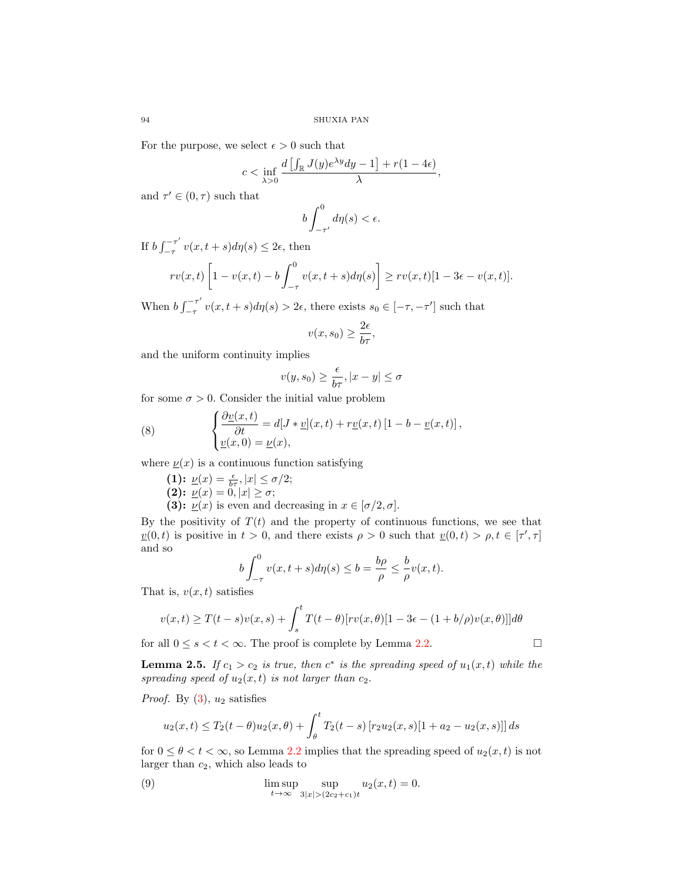For the purpose, we select $\epsilon > 0$ such that

$$c < \inf_{\lambda > 0} \frac{d\left[\int_{\mathbb{R}} J(y) e^{\lambda y} dy - 1\right] + r(1 - 4\epsilon)}{\lambda},$$

and $\tau' \in (0, \tau)$ such that

$$b \int_{-\tau'}^{0} d\eta(s) < \epsilon.$$

If $b \int_{-\tau}^{-\tau'} v(x, t+s) d\eta(s) \le 2\epsilon$, then

$$rv(x,t)\left[1 - v(x,t) - b\int_{-\tau}^{0} v(x,t+s) d\eta(s)\right] \ge rv(x,t)[1 - 3\epsilon - v(x,t)].$$

When $b \int_{-\tau}^{-\tau'} v(x, t+s) d\eta(s) > 2\epsilon$, there exists $s_0 \in [-\tau, -\tau']$ such that

$$v(x, s_0) \ge \frac{2\epsilon}{b\tau},$$

and the uniform continuity implies

$$v(y, s_0) \ge \frac{\epsilon}{b\tau}, |x - y| \le \sigma$$

for some $\sigma > 0$. Consider the initial value problem

$$\begin{cases} \dfrac{\partial \underline{v}(x,t)}{\partial t} = d[J * \underline{v}](x,t) + r\underline{v}(x,t)\left[1 - b - \underline{v}(x,t)\right], \\ \underline{v}(x, 0) = \underline{\nu}(x), \end{cases} \tag{8}$$

where $\underline{\nu}(x)$ is a continuous function satisfying

**(1):** $\underline{\nu}(x) = \frac{\epsilon}{b\tau}, |x| \le \sigma/2$;
**(2):** $\underline{\nu}(x) = 0, |x| \ge \sigma$;
**(3):** $\underline{\nu}(x)$ is even and decreasing in $x \in [\sigma/2, \sigma]$.

By the positivity of $T(t)$ and the property of continuous functions, we see that $\underline{v}(0,t)$ is positive in $t > 0$, and there exists $\rho > 0$ such that $\underline{v}(0,t) > \rho, t \in [\tau', \tau]$ and so

$$b\int_{-\tau}^{0} v(x, t+s) d\eta(s) \le b = \frac{b\rho}{\rho} \le \frac{b}{\rho} v(x,t).$$

That is, $v(x,t)$ satisfies

$$v(x,t) \ge T(t-s)v(x,s) + \int_s^t T(t-\theta)[rv(x,\theta)[1 - 3\epsilon - (1 + b/\rho)v(x,\theta)]]d\theta$$

for all $0 \le s < t < \infty$. The proof is complete by Lemma 2.2. $\square$

**Lemma 2.5.** *If $c_1 > c_2$ is true, then $c^*$ is the spreading speed of $u_1(x,t)$ while the spreading speed of $u_2(x,t)$ is not larger than $c_2$.*

*Proof.* By (3), $u_2$ satisfies

$$u_2(x,t) \le T_2(t-\theta)u_2(x,\theta) + \int_\theta^t T_2(t-s)\left[r_2 u_2(x,s)[1 + a_2 - u_2(x,s)]\right] ds$$

for $0 \le \theta < t < \infty$, so Lemma 2.2 implies that the spreading speed of $u_2(x,t)$ is not larger than $c_2$, which also leads to

$$\limsup_{t\to\infty} \sup_{3|x| > (2c_2 + c_1)t} u_2(x,t) = 0. \tag{9}$$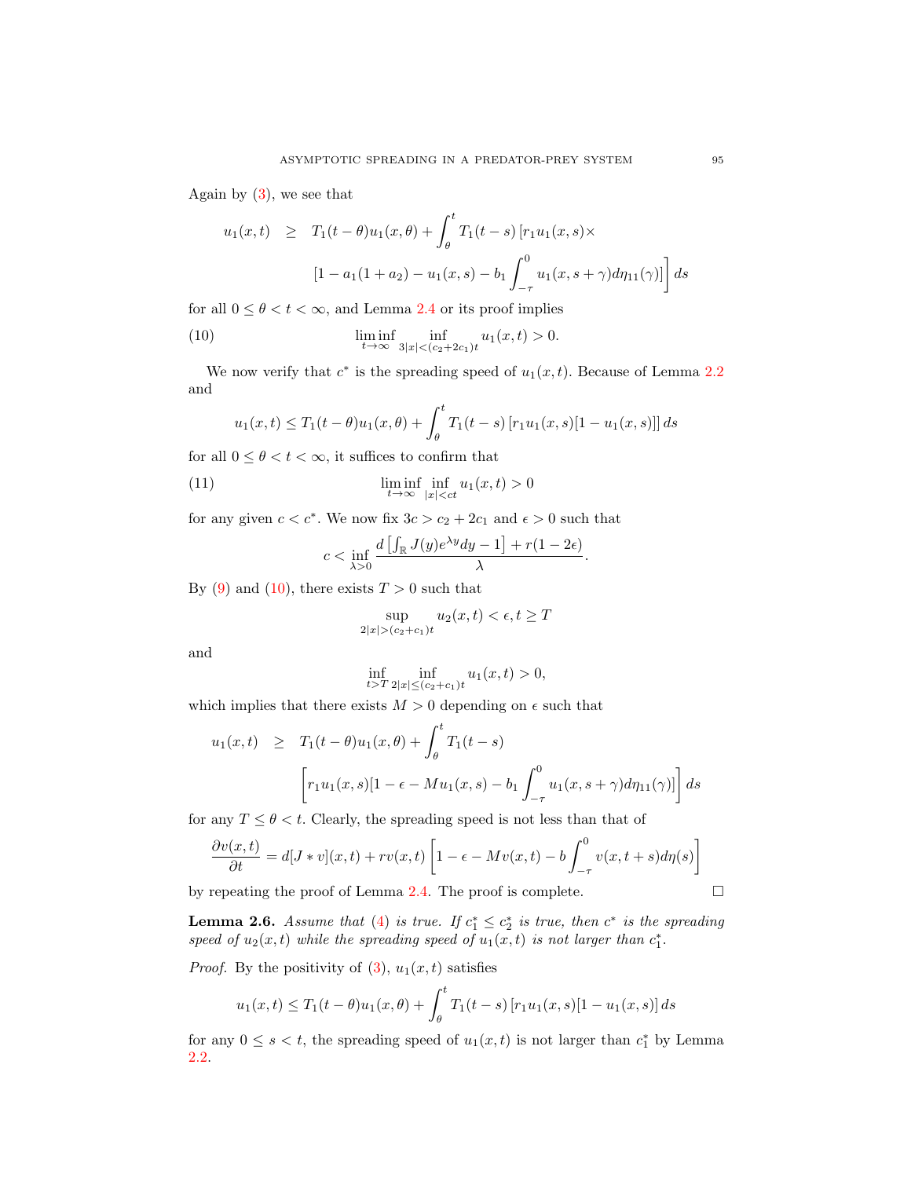Again by (3), we see that

$$
\begin{aligned}
u_1(x,t) \quad \geq \quad & T_1(t-\theta)u_1(x,\theta) + \int_\theta^t T_1(t-s)\left[r_1 u_1(x,s)\times\right. \\
& \left.[1 - a_1(1+a_2) - u_1(x,s) - b_1 \int_{-\tau}^0 u_1(x,s+\gamma)d\eta_{11}(\gamma)]\right] ds
\end{aligned}
$$

for all $0 \leq \theta < t < \infty$, and Lemma 2.4 or its proof implies

$$
\liminf_{t\to\infty} \inf_{3|x|<(c_2+2c_1)t} u_1(x,t) > 0. \tag{10}
$$

We now verify that $c^*$ is the spreading speed of $u_1(x,t)$. Because of Lemma 2.2 and

$$
u_1(x,t) \leq T_1(t-\theta)u_1(x,\theta) + \int_\theta^t T_1(t-s)\left[r_1 u_1(x,s)[1-u_1(x,s)]\right] ds
$$

for all $0 \leq \theta < t < \infty$, it suffices to confirm that

$$
\liminf_{t\to\infty} \inf_{|x|<ct} u_1(x,t) > 0 \tag{11}
$$

for any given $c < c^*$. We now fix $3c > c_2 + 2c_1$ and $\epsilon > 0$ such that

$$
c < \inf_{\lambda>0} \frac{d\left[\int_{\mathbb{R}} J(y)e^{\lambda y}dy - 1\right] + r(1-2\epsilon)}{\lambda}.
$$

By (9) and (10), there exists $T > 0$ such that

$$
\sup_{2|x|>(c_2+c_1)t} u_2(x,t) < \epsilon, t \geq T
$$

and

$$
\inf_{t>T} \inf_{2|x|\leq(c_2+c_1)t} u_1(x,t) > 0,
$$

which implies that there exists $M > 0$ depending on $\epsilon$ such that

$$
\begin{aligned}
u_1(x,t) \quad \geq \quad & T_1(t-\theta)u_1(x,\theta) + \int_\theta^t T_1(t-s) \\
& \left[r_1 u_1(x,s)[1-\epsilon - Mu_1(x,s) - b_1 \int_{-\tau}^0 u_1(x,s+\gamma)d\eta_{11}(\gamma)]\right] ds
\end{aligned}
$$

for any $T \leq \theta < t$. Clearly, the spreading speed is not less than that of

$$
\frac{\partial v(x,t)}{\partial t} = d[J * v](x,t) + rv(x,t)\left[1 - \epsilon - Mv(x,t) - b\int_{-\tau}^0 v(x,t+s)d\eta(s)\right]
$$

by repeating the proof of Lemma 2.4. The proof is complete. $\square$

**Lemma 2.6.** *Assume that (4) is true. If $c_1^* \leq c_2^*$ is true, then $c^*$ is the spreading speed of $u_2(x,t)$ while the spreading speed of $u_1(x,t)$ is not larger than $c_1^*$.*

*Proof.* By the positivity of (3), $u_1(x,t)$ satisfies

$$
u_1(x,t) \leq T_1(t-\theta)u_1(x,\theta) + \int_\theta^t T_1(t-s)\left[r_1 u_1(x,s)[1-u_1(x,s)]\right] ds
$$

for any $0 \leq s < t$, the spreading speed of $u_1(x,t)$ is not larger than $c_1^*$ by Lemma 2.2.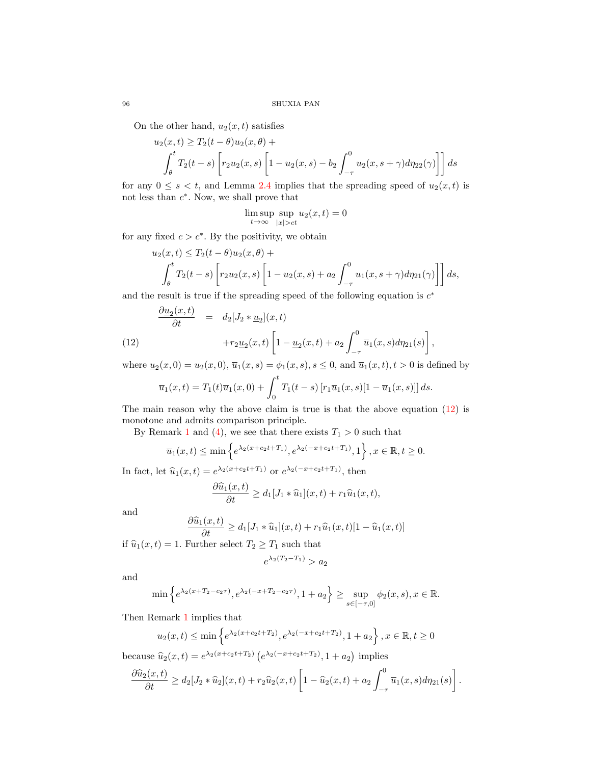On the other hand, $u_2(x,t)$ satisfies

$$u_2(x,t) \geq T_2(t-\theta)u_2(x,\theta) + \int_\theta^t T_2(t-s)\left[r_2 u_2(x,s)\left[1-u_2(x,s)-b_2\int_{-\tau}^0 u_2(x,s+\gamma)d\eta_{22}(\gamma)\right]\right]ds$$

for any $0 \leq s < t$, and Lemma 2.4 implies that the spreading speed of $u_2(x,t)$ is not less than $c^*$. Now, we shall prove that

$$\limsup_{t\to\infty}\sup_{|x|>ct} u_2(x,t) = 0$$

for any fixed $c > c^*$. By the positivity, we obtain

$$u_2(x,t) \leq T_2(t-\theta)u_2(x,\theta) + \int_\theta^t T_2(t-s)\left[r_2 u_2(x,s)\left[1-u_2(x,s)+a_2\int_{-\tau}^0 u_1(x,s+\gamma)d\eta_{21}(\gamma)\right]\right]ds,$$

and the result is true if the spreading speed of the following equation is $c^*$

$$\begin{aligned} \frac{\partial \underline{u}_2(x,t)}{\partial t} &= d_2[J_2 * \underline{u}_2](x,t) \\ &\quad + r_2\underline{u}_2(x,t)\left[1-\underline{u}_2(x,t)+a_2\int_{-\tau}^0 \overline{u}_1(x,s)d\eta_{21}(s)\right], \end{aligned} \tag{12}$$

where $\underline{u}_2(x,0) = u_2(x,0)$, $\overline{u}_1(x,s) = \phi_1(x,s), s \leq 0$, and $\overline{u}_1(x,t), t > 0$ is defined by

$$\overline{u}_1(x,t) = T_1(t)\overline{u}_1(x,0) + \int_0^t T_1(t-s)\left[r_1\overline{u}_1(x,s)[1-\overline{u}_1(x,s)]\right]ds.$$

The main reason why the above claim is true is that the above equation (12) is monotone and admits comparison principle.

By Remark 1 and (4), we see that there exists $T_1 > 0$ such that

$$\overline{u}_1(x,t) \leq \min\left\{e^{\lambda_2(x+c_2t+T_1)}, e^{\lambda_2(-x+c_2t+T_1)}, 1\right\}, x \in \mathbb{R}, t \geq 0.$$

In fact, let $\widehat{u}_1(x,t) = e^{\lambda_2(x+c_2t+T_1)}$ or $e^{\lambda_2(-x+c_2t+T_1)}$, then

$$\frac{\partial \widehat{u}_1(x,t)}{\partial t} \geq d_1[J_1 * \widehat{u}_1](x,t) + r_1\widehat{u}_1(x,t),$$

and

$$\frac{\partial \widehat{u}_1(x,t)}{\partial t} \geq d_1[J_1 * \widehat{u}_1](x,t) + r_1\widehat{u}_1(x,t)[1-\widehat{u}_1(x,t)]$$

if $\widehat{u}_1(x,t) = 1$. Further select $T_2 \geq T_1$ such that

$$e^{\lambda_2(T_2-T_1)} > a_2$$

and

$$\min\left\{e^{\lambda_2(x+T_2-c_2\tau)}, e^{\lambda_2(-x+T_2-c_2\tau)}, 1+a_2\right\} \geq \sup_{s\in[-\tau,0]}\phi_2(x,s), x \in \mathbb{R}.$$

Then Remark 1 implies that

$$u_2(x,t) \leq \min\left\{e^{\lambda_2(x+c_2t+T_2)}, e^{\lambda_2(-x+c_2t+T_2)}, 1+a_2\right\}, x \in \mathbb{R}, t \geq 0$$

because $\widehat{u}_2(x,t) = e^{\lambda_2(x+c_2t+T_2)}\left(e^{\lambda_2(-x+c_2t+T_2)}, 1+a_2\right)$ implies

$$\frac{\partial \widehat{u}_2(x,t)}{\partial t} \geq d_2[J_2 * \widehat{u}_2](x,t) + r_2\widehat{u}_2(x,t)\left[1-\widehat{u}_2(x,t)+a_2\int_{-\tau}^0 \overline{u}_1(x,s)d\eta_{21}(s)\right].$$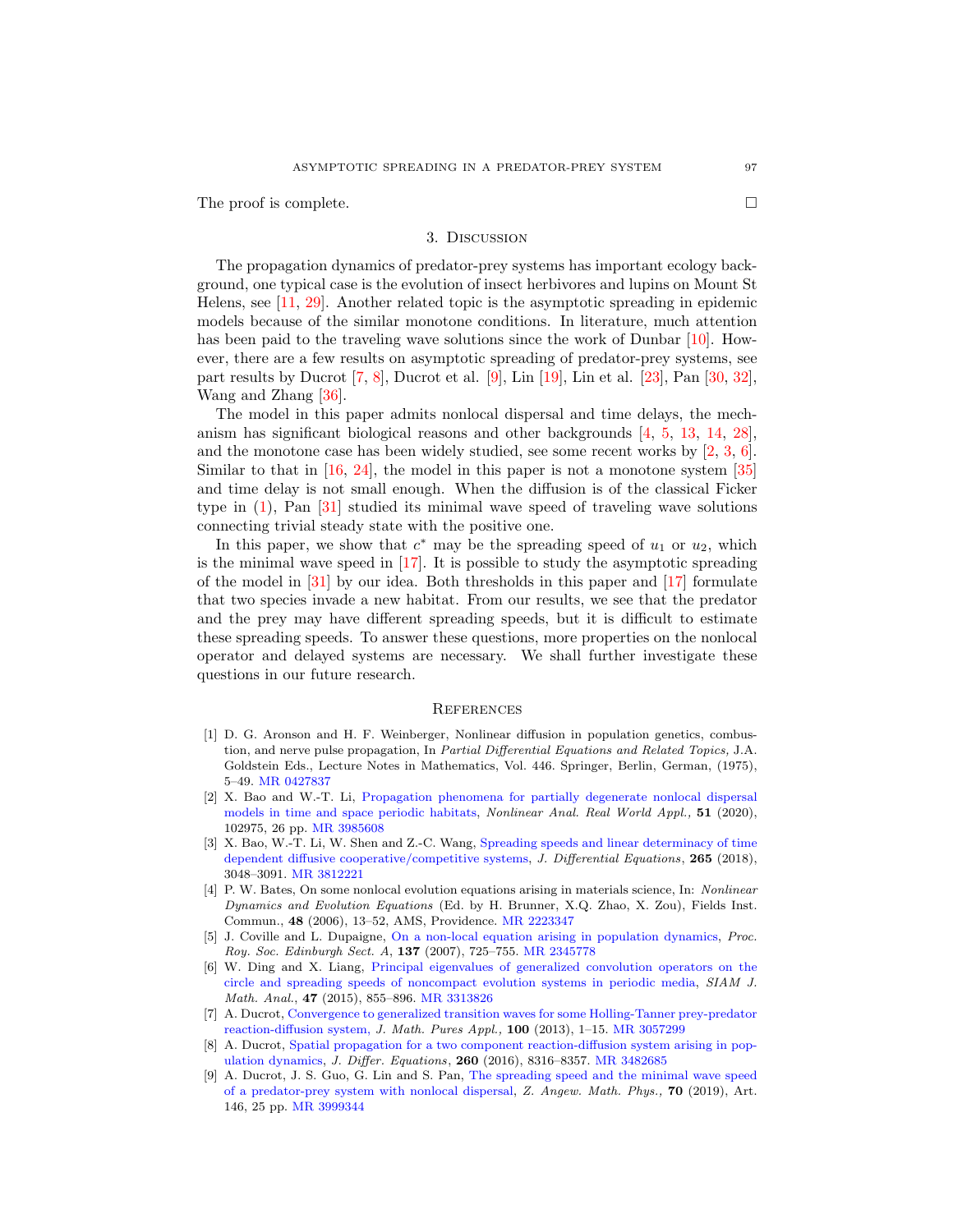The proof is complete. □

## 3. Discussion

The propagation dynamics of predator-prey systems has important ecology background, one typical case is the evolution of insect herbivores and lupins on Mount St Helens, see [11, 29]. Another related topic is the asymptotic spreading in epidemic models because of the similar monotone conditions. In literature, much attention has been paid to the traveling wave solutions since the work of Dunbar [10]. However, there are a few results on asymptotic spreading of predator-prey systems, see part results by Ducrot [7, 8], Ducrot et al. [9], Lin [19], Lin et al. [23], Pan [30, 32], Wang and Zhang [36].

The model in this paper admits nonlocal dispersal and time delays, the mechanism has significant biological reasons and other backgrounds [4, 5, 13, 14, 28], and the monotone case has been widely studied, see some recent works by [2, 3, 6]. Similar to that in [16, 24], the model in this paper is not a monotone system [35] and time delay is not small enough. When the diffusion is of the classical Ficker type in (1), Pan [31] studied its minimal wave speed of traveling wave solutions connecting trivial steady state with the positive one.

In this paper, we show that $c^*$ may be the spreading speed of $u_1$ or $u_2$, which is the minimal wave speed in [17]. It is possible to study the asymptotic spreading of the model in [31] by our idea. Both thresholds in this paper and [17] formulate that two species invade a new habitat. From our results, we see that the predator and the prey may have different spreading speeds, but it is difficult to estimate these spreading speeds. To answer these questions, more properties on the nonlocal operator and delayed systems are necessary. We shall further investigate these questions in our future research.

## References

[1] D. G. Aronson and H. F. Weinberger, Nonlinear diffusion in population genetics, combustion, and nerve pulse propagation, In *Partial Differential Equations and Related Topics,* J.A. Goldstein Eds., Lecture Notes in Mathematics, Vol. 446. Springer, Berlin, German, (1975), 5–49. MR 0427837

[2] X. Bao and W.-T. Li, Propagation phenomena for partially degenerate nonlocal dispersal models in time and space periodic habitats, *Nonlinear Anal. Real World Appl.,* **51** (2020), 102975, 26 pp. MR 3985608

[3] X. Bao, W.-T. Li, W. Shen and Z.-C. Wang, Spreading speeds and linear determinacy of time dependent diffusive cooperative/competitive systems, *J. Differential Equations*, **265** (2018), 3048–3091. MR 3812221

[4] P. W. Bates, On some nonlocal evolution equations arising in materials science, In: *Nonlinear Dynamics and Evolution Equations* (Ed. by H. Brunner, X.Q. Zhao, X. Zou), Fields Inst. Commun., **48** (2006), 13–52, AMS, Providence. MR 2223347

[5] J. Coville and L. Dupaigne, On a non-local equation arising in population dynamics, *Proc. Roy. Soc. Edinburgh Sect. A,* **137** (2007), 725–755. MR 2345778

[6] W. Ding and X. Liang, Principal eigenvalues of generalized convolution operators on the circle and spreading speeds of noncompact evolution systems in periodic media, *SIAM J. Math. Anal.*, **47** (2015), 855–896. MR 3313826

[7] A. Ducrot, Convergence to generalized transition waves for some Holling-Tanner prey-predator reaction-diffusion system, *J. Math. Pures Appl.,* **100** (2013), 1–15. MR 3057299

[8] A. Ducrot, Spatial propagation for a two component reaction-diffusion system arising in population dynamics, *J. Differ. Equations*, **260** (2016), 8316–8357. MR 3482685

[9] A. Ducrot, J. S. Guo, G. Lin and S. Pan, The spreading speed and the minimal wave speed of a predator-prey system with nonlocal dispersal, *Z. Angew. Math. Phys.,* **70** (2019), Art. 146, 25 pp. MR 3999344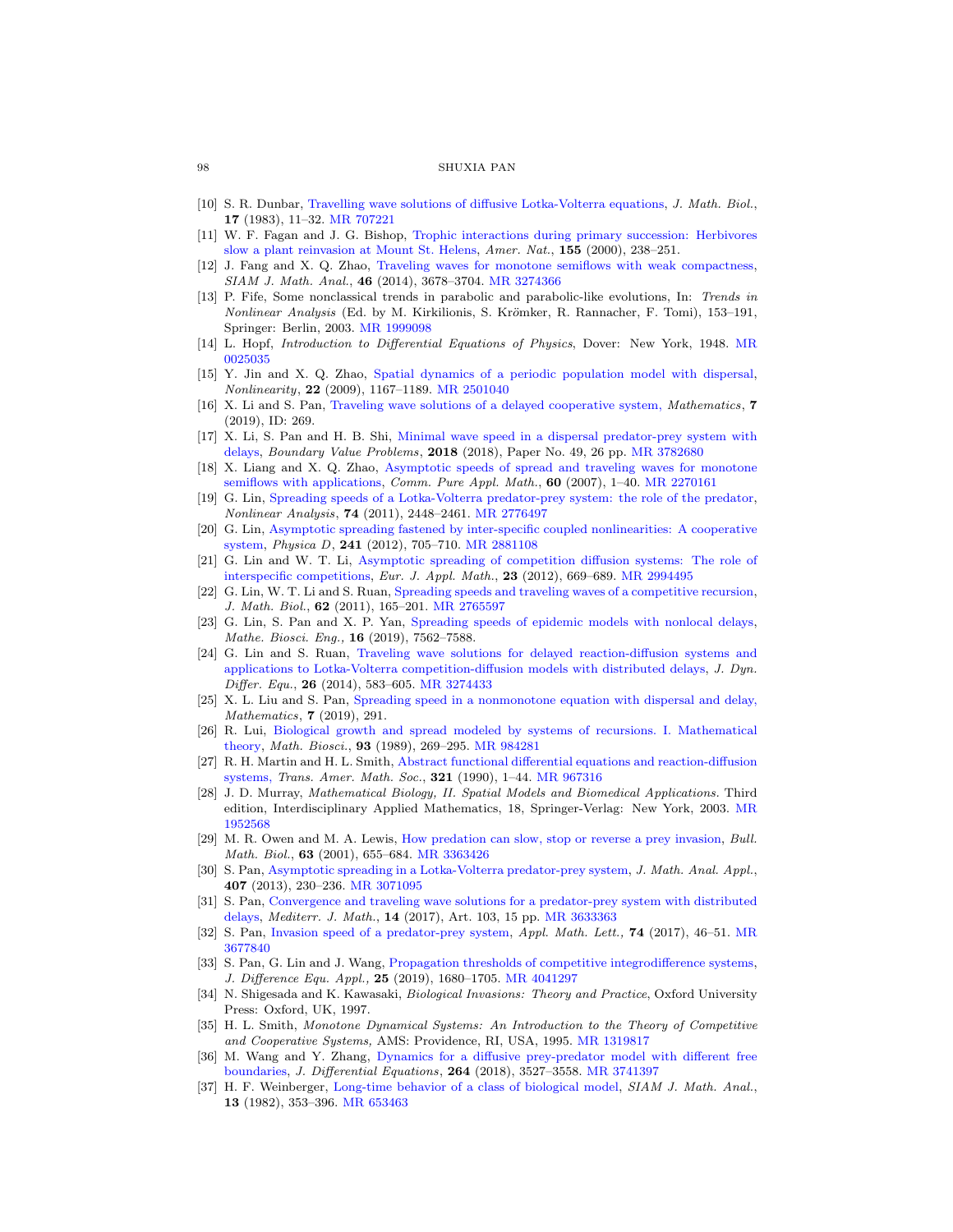[10] S. R. Dunbar, Travelling wave solutions of diffusive Lotka-Volterra equations, *J. Math. Biol.*, **17** (1983), 11–32. MR 707221

[11] W. F. Fagan and J. G. Bishop, Trophic interactions during primary succession: Herbivores slow a plant reinvasion at Mount St. Helens, *Amer. Nat.*, **155** (2000), 238–251.

[12] J. Fang and X. Q. Zhao, Traveling waves for monotone semiflows with weak compactness, *SIAM J. Math. Anal.*, **46** (2014), 3678–3704. MR 3274366

[13] P. Fife, Some nonclassical trends in parabolic and parabolic-like evolutions, In: *Trends in Nonlinear Analysis* (Ed. by M. Kirkilionis, S. Krömker, R. Rannacher, F. Tomi), 153–191, Springer: Berlin, 2003. MR 1999098

[14] L. Hopf, *Introduction to Differential Equations of Physics*, Dover: New York, 1948. MR 0025035

[15] Y. Jin and X. Q. Zhao, Spatial dynamics of a periodic population model with dispersal, *Nonlinearity*, **22** (2009), 1167–1189. MR 2501040

[16] X. Li and S. Pan, Traveling wave solutions of a delayed cooperative system, *Mathematics*, **7** (2019), ID: 269.

[17] X. Li, S. Pan and H. B. Shi, Minimal wave speed in a dispersal predator-prey system with delays, *Boundary Value Problems*, **2018** (2018), Paper No. 49, 26 pp. MR 3782680

[18] X. Liang and X. Q. Zhao, Asymptotic speeds of spread and traveling waves for monotone semiflows with applications, *Comm. Pure Appl. Math.*, **60** (2007), 1–40. MR 2270161

[19] G. Lin, Spreading speeds of a Lotka-Volterra predator-prey system: the role of the predator, *Nonlinear Analysis*, **74** (2011), 2448–2461. MR 2776497

[20] G. Lin, Asymptotic spreading fastened by inter-specific coupled nonlinearities: A cooperative system, *Physica D*, **241** (2012), 705–710. MR 2881108

[21] G. Lin and W. T. Li, Asymptotic spreading of competition diffusion systems: The role of interspecific competitions, *Eur. J. Appl. Math.*, **23** (2012), 669–689. MR 2994495

[22] G. Lin, W. T. Li and S. Ruan, Spreading speeds and traveling waves of a competitive recursion, *J. Math. Biol.*, **62** (2011), 165–201. MR 2765597

[23] G. Lin, S. Pan and X. P. Yan, Spreading speeds of epidemic models with nonlocal delays, *Mathe. Biosci. Eng.*, **16** (2019), 7562–7588.

[24] G. Lin and S. Ruan, Traveling wave solutions for delayed reaction-diffusion systems and applications to Lotka-Volterra competition-diffusion models with distributed delays, *J. Dyn. Differ. Equ.*, **26** (2014), 583–605. MR 3274433

[25] X. L. Liu and S. Pan, Spreading speed in a nonmonotone equation with dispersal and delay, *Mathematics*, **7** (2019), 291.

[26] R. Lui, Biological growth and spread modeled by systems of recursions. I. Mathematical theory, *Math. Biosci.*, **93** (1989), 269–295. MR 984281

[27] R. H. Martin and H. L. Smith, Abstract functional differential equations and reaction-diffusion systems, *Trans. Amer. Math. Soc.*, **321** (1990), 1–44. MR 967316

[28] J. D. Murray, *Mathematical Biology, II. Spatial Models and Biomedical Applications.* Third edition, Interdisciplinary Applied Mathematics, 18, Springer-Verlag: New York, 2003. MR 1952568

[29] M. R. Owen and M. A. Lewis, How predation can slow, stop or reverse a prey invasion, *Bull. Math. Biol.*, **63** (2001), 655–684. MR 3363426

[30] S. Pan, Asymptotic spreading in a Lotka-Volterra predator-prey system, *J. Math. Anal. Appl.*, **407** (2013), 230–236. MR 3071095

[31] S. Pan, Convergence and traveling wave solutions for a predator-prey system with distributed delays, *Mediterr. J. Math.*, **14** (2017), Art. 103, 15 pp. MR 3633363

[32] S. Pan, Invasion speed of a predator-prey system, *Appl. Math. Lett.*, **74** (2017), 46–51. MR 3677840

[33] S. Pan, G. Lin and J. Wang, Propagation thresholds of competitive integrodifference systems, *J. Difference Equ. Appl.*, **25** (2019), 1680–1705. MR 4041297

[34] N. Shigesada and K. Kawasaki, *Biological Invasions: Theory and Practice*, Oxford University Press: Oxford, UK, 1997.

[35] H. L. Smith, *Monotone Dynamical Systems: An Introduction to the Theory of Competitive and Cooperative Systems,* AMS: Providence, RI, USA, 1995. MR 1319817

[36] M. Wang and Y. Zhang, Dynamics for a diffusive prey-predator model with different free boundaries, *J. Differential Equations*, **264** (2018), 3527–3558. MR 3741397

[37] H. F. Weinberger, Long-time behavior of a class of biological model, *SIAM J. Math. Anal.*, **13** (1982), 353–396. MR 653463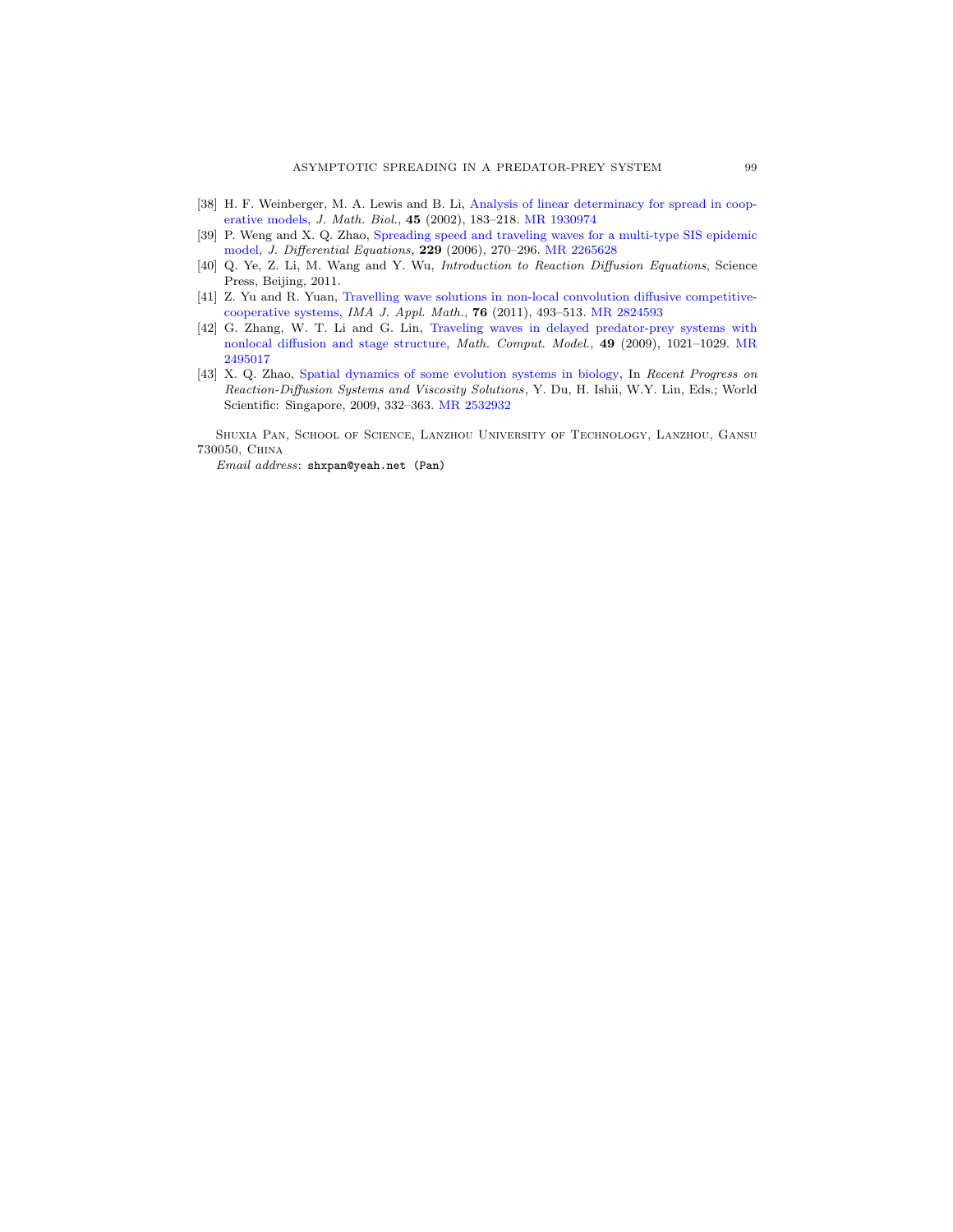[38] H. F. Weinberger, M. A. Lewis and B. Li, Analysis of linear determinacy for spread in cooperative models, *J. Math. Biol.*, **45** (2002), 183–218. MR 1930974

[39] P. Weng and X. Q. Zhao, Spreading speed and traveling waves for a multi-type SIS epidemic model, *J. Differential Equations,* **229** (2006), 270–296. MR 2265628

[40] Q. Ye, Z. Li, M. Wang and Y. Wu, *Introduction to Reaction Diffusion Equations*, Science Press, Beijing, 2011.

[41] Z. Yu and R. Yuan, Travelling wave solutions in non-local convolution diffusive competitive-cooperative systems, *IMA J. Appl. Math.*, **76** (2011), 493–513. MR 2824593

[42] G. Zhang, W. T. Li and G. Lin, Traveling waves in delayed predator-prey systems with nonlocal diffusion and stage structure, *Math. Comput. Model.*, **49** (2009), 1021–1029. MR 2495017

[43] X. Q. Zhao, Spatial dynamics of some evolution systems in biology, In *Recent Progress on Reaction-Diffusion Systems and Viscosity Solutions*, Y. Du, H. Ishii, W.Y. Lin, Eds.; World Scientific: Singapore, 2009, 332–363. MR 2532932

Shuxia Pan, School of Science, Lanzhou University of Technology, Lanzhou, Gansu 730050, China

*Email address*: `shxpan@yeah.net` (Pan)